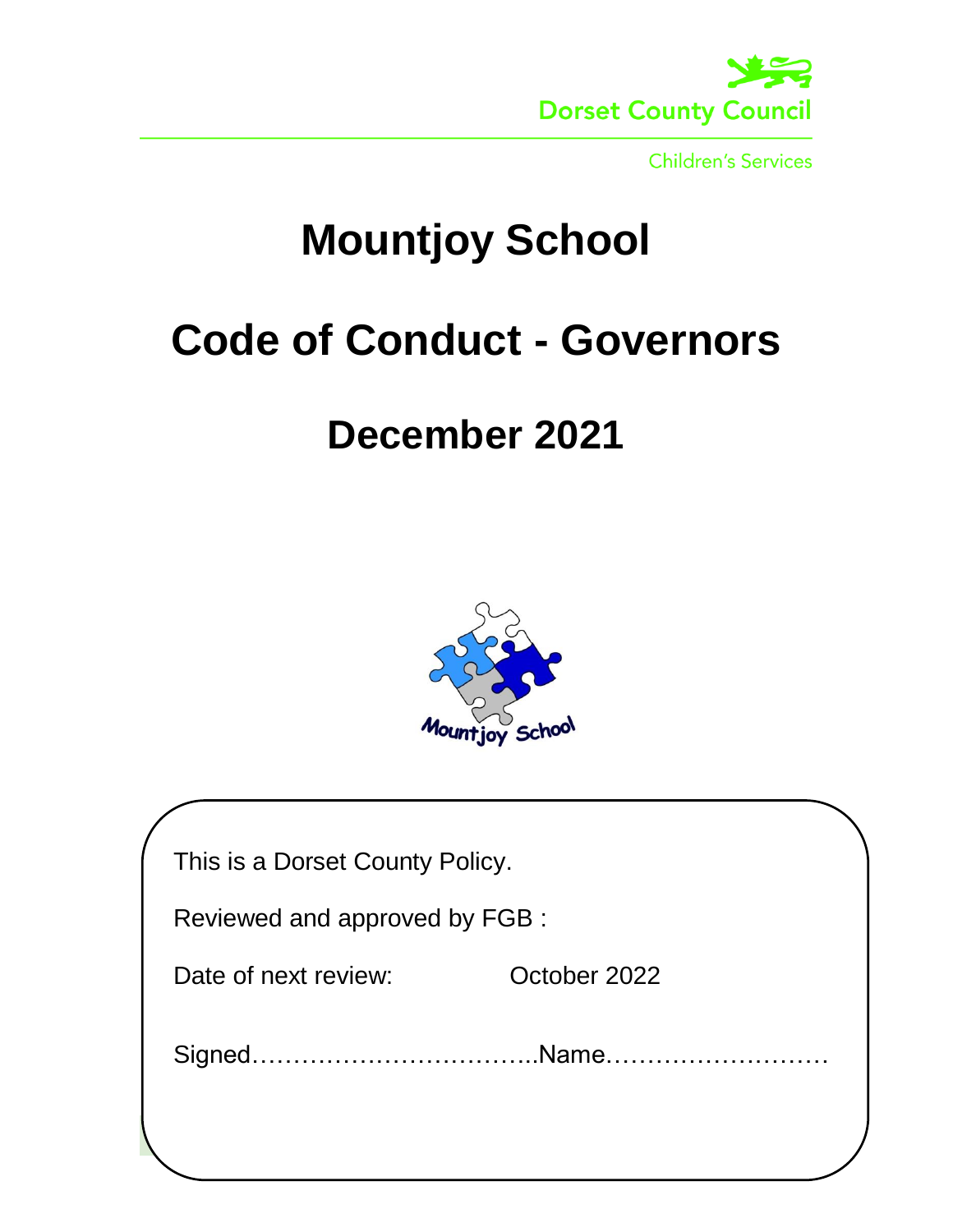Dorset County Council

Children's Services

# Mountjoy School

# Code of Conduct - Governors

## December 2021

This is a Dorset County Policy.

Reviewed and approved by FGB :

Date of next review: October 2022

Signed……………………………..Name………………………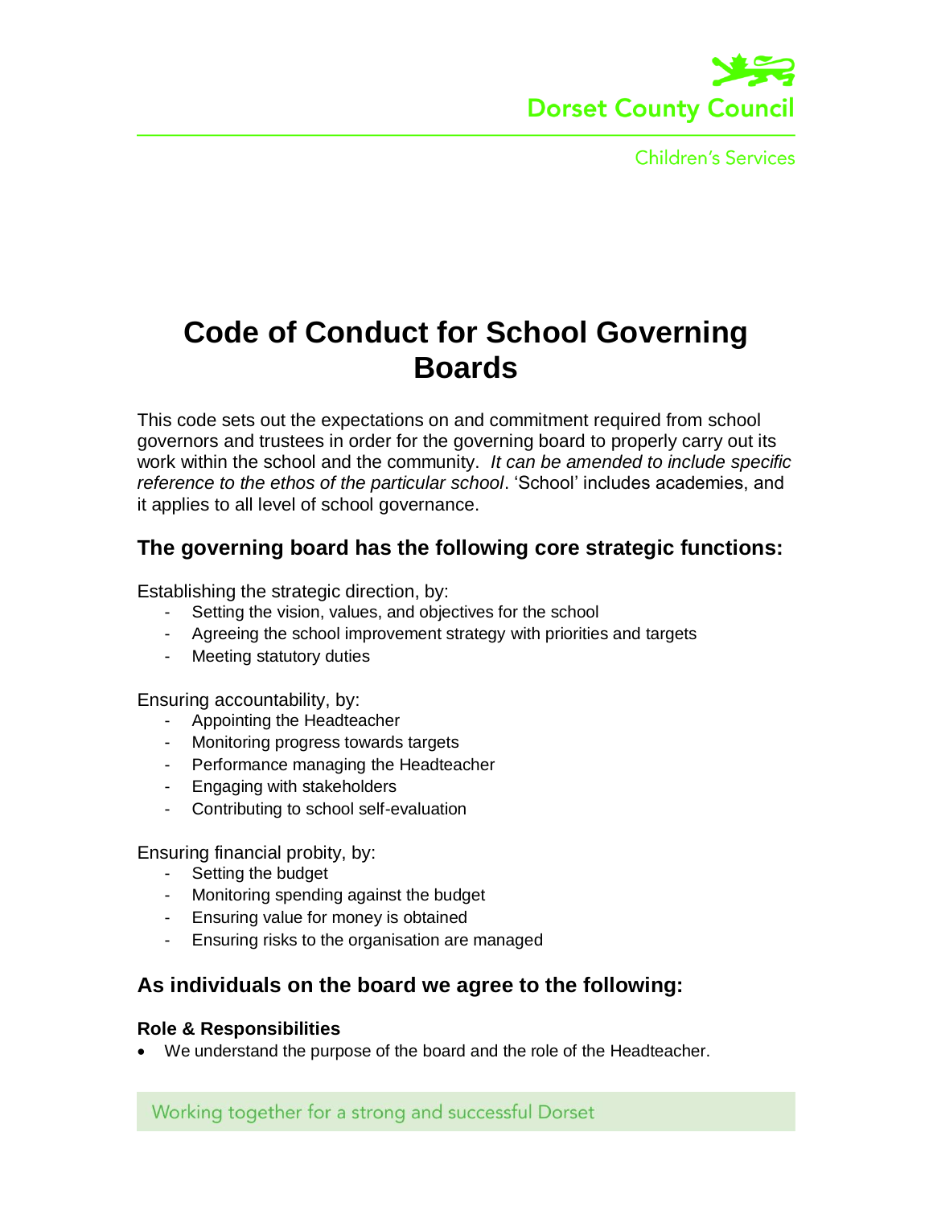# Code of Conduct for School Governing Boards

This code sets out the expectations on and commitment required from school governors and trustees in order for the governing board to properly carry out its work within the school and the community. *It can be amended to include specific reference to the ethos of the particular school*. 'School' includes academies, and it applies to all level of school governance.

## The governing board has the following core strategic functions:

Establishing the strategic direction, by:

- Setting the vision, values, and objectives for the school
- Agreeing the school improvement strategy with priorities and targets
- Meeting statutory duties

Ensuring accountability, by:

- Appointing the Headteacher
- Monitoring progress towards targets
- Performance managing the Headteacher
- Engaging with stakeholders
- Contributing to school self-evaluation

Ensuring financial probity, by:

- Setting the budget
- Monitoring spending against the budget
- Ensuring value for money is obtained
- Ensuring risks to the organisation are managed

## As individuals on the board we agree to the following:

### Role & Responsibilities

- We understand the purpose of the board and the role of the Headteacher.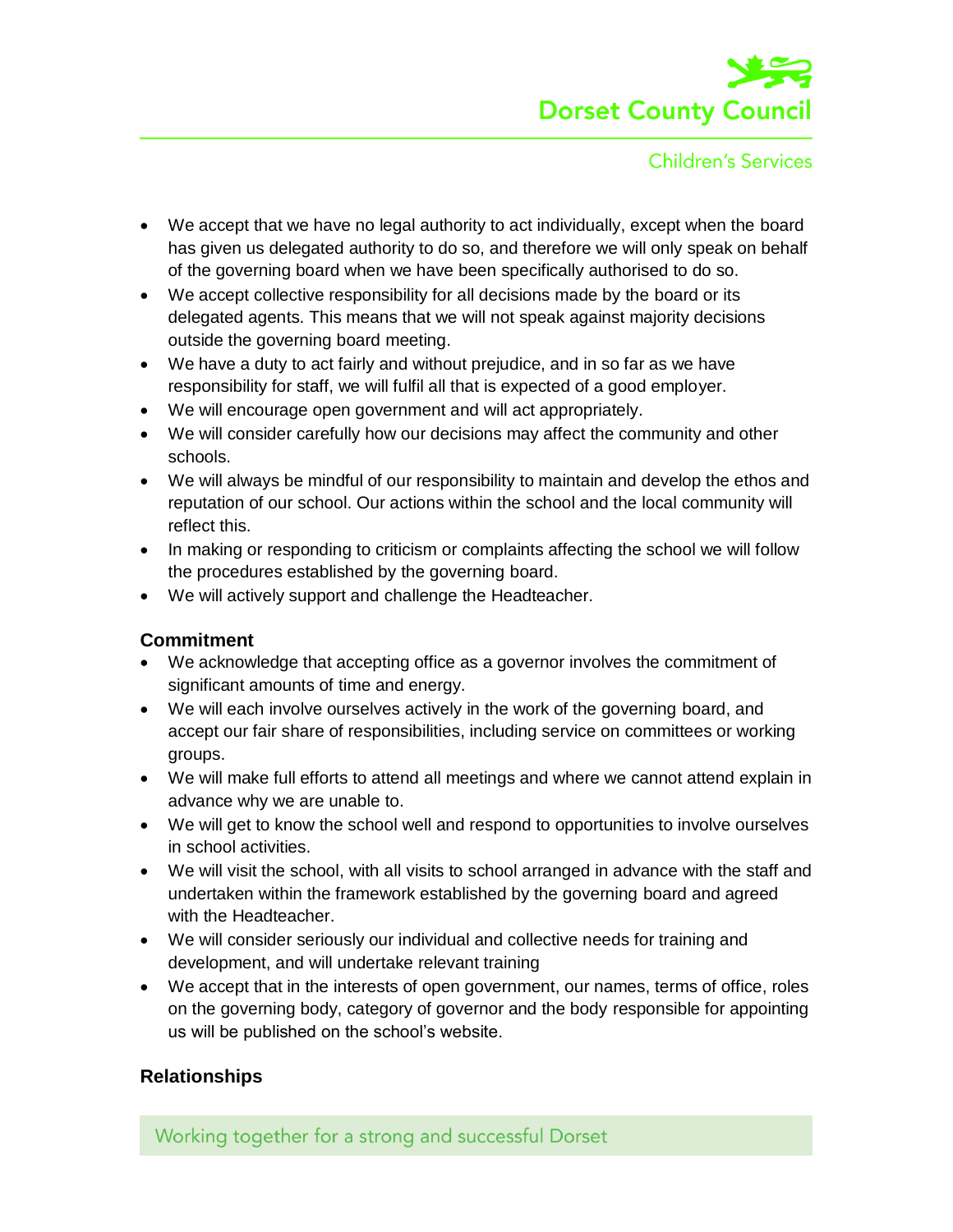- We accept that we have no legal authority to act individually, except when the board has given us delegated authority to do so, and therefore we will only speak on behalf of the governing board when we have been specifically authorised to do so.
- We accept collective responsibility for all decisions made by the board or its delegated agents. This means that we will not speak against majority decisions outside the governing board meeting.
- We have a duty to act fairly and without prejudice, and in so far as we have responsibility for staff, we will fulfil all that is expected of a good employer.
- We will encourage open government and will act appropriately.
- We will consider carefully how our decisions may affect the community and other schools.
- We will always be mindful of our responsibility to maintain and develop the ethos and reputation of our school. Our actions within the school and the local community will reflect this.
- In making or responding to criticism or complaints affecting the school we will follow the procedures established by the governing board.
- We will actively support and challenge the Headteacher.

### Commitment

- We acknowledge that accepting office as a governor involves the commitment of significant amounts of time and energy.
- We will each involve ourselves actively in the work of the governing board, and accept our fair share of responsibilities, including service on committees or working groups.
- We will make full efforts to attend all meetings and where we cannot attend explain in advance why we are unable to.
- We will get to know the school well and respond to opportunities to involve ourselves in school activities.
- We will visit the school, with all visits to school arranged in advance with the staff and undertaken within the framework established by the governing board and agreed with the Headteacher.
- We will consider seriously our individual and collective needs for training and development, and will undertake relevant training
- We accept that in the interests of open government, our names, terms of office, roles on the governing body, category of governor and the body responsible for appointing us will be published on the school's website.

### Relationships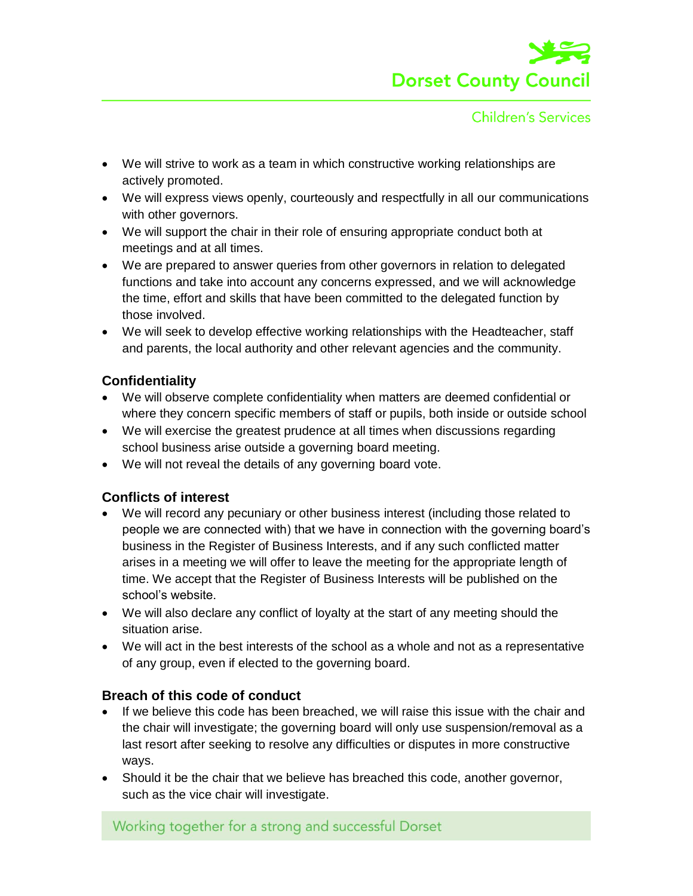- We will strive to work as a team in which constructive working relationships are actively promoted.
- We will express views openly, courteously and respectfully in all our communications with other governors.
- We will support the chair in their role of ensuring appropriate conduct both at meetings and at all times.
- We are prepared to answer queries from other governors in relation to delegated functions and take into account any concerns expressed, and we will acknowledge the time, effort and skills that have been committed to the delegated function by those involved.
- We will seek to develop effective working relationships with the Headteacher, staff and parents, the local authority and other relevant agencies and the community.

### Confidentiality

- We will observe complete confidentiality when matters are deemed confidential or where they concern specific members of staff or pupils, both inside or outside school
- We will exercise the greatest prudence at all times when discussions regarding school business arise outside a governing board meeting.
- We will not reveal the details of any governing board vote.

### Conflicts of interest

- We will record any pecuniary or other business interest (including those related to people we are connected with) that we have in connection with the governing board's business in the Register of Business Interests, and if any such conflicted matter arises in a meeting we will offer to leave the meeting for the appropriate length of time. We accept that the Register of Business Interests will be published on the school's website.
- We will also declare any conflict of loyalty at the start of any meeting should the situation arise.
- We will act in the best interests of the school as a whole and not as a representative of any group, even if elected to the governing board.

### Breach of this code of conduct

- If we believe this code has been breached, we will raise this issue with the chair and the chair will investigate; the governing board will only use suspension/removal as a last resort after seeking to resolve any difficulties or disputes in more constructive ways.
- Should it be the chair that we believe has breached this code, another governor, such as the vice chair will investigate.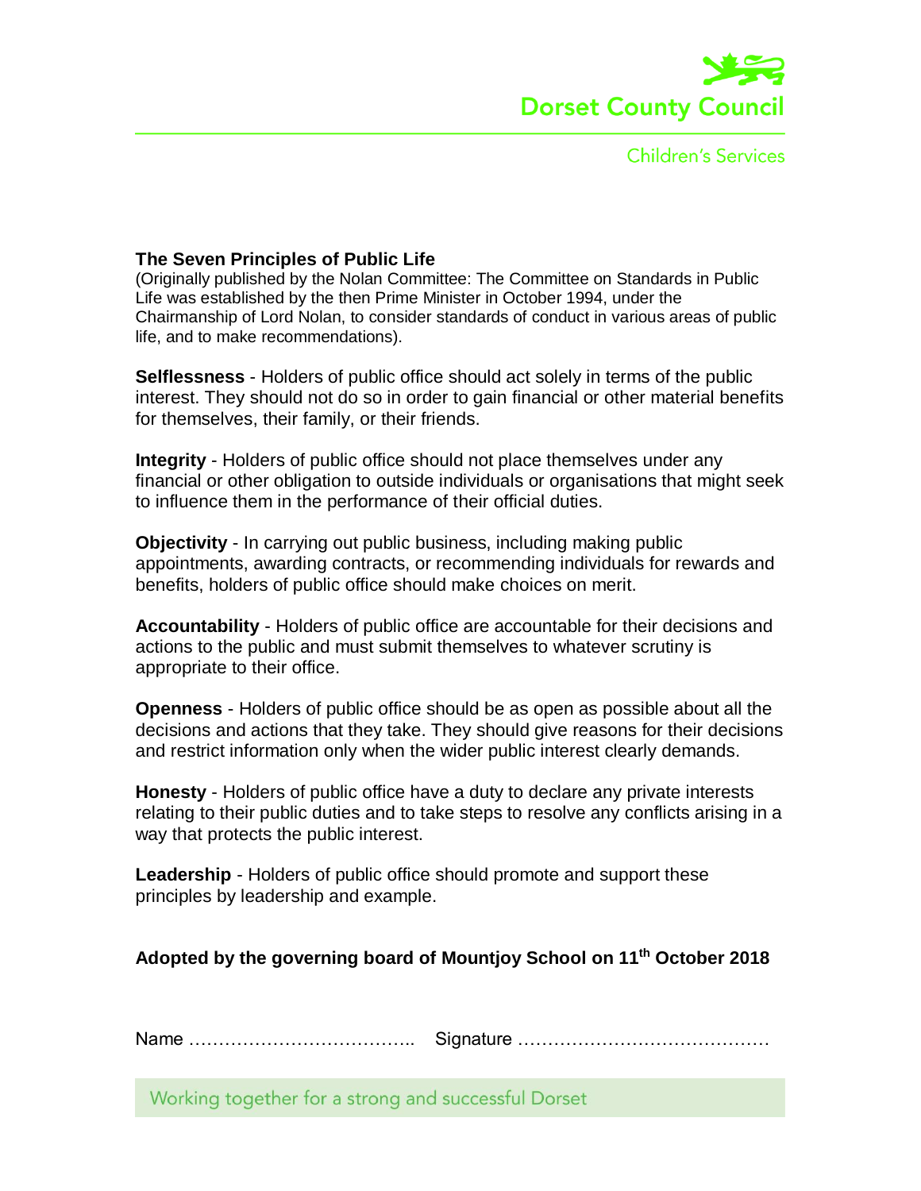Dorset County Council

Children's Services

**The Seven Principles of Public Life**

(Originally published by the Nolan Committee: The Committee on Standards in Public Life was established by the then Prime Minister in October 1994, under the Chairmanship of Lord Nolan, to consider standards of conduct in various areas of public life, and to make recommendations).

**Selflessness** - Holders of public office should act solely in terms of the public interest. They should not do so in order to gain financial or other material benefits for themselves, their family, or their friends.

**Integrity** - Holders of public office should not place themselves under any financial or other obligation to outside individuals or organisations that might seek to influence them in the performance of their official duties.

**Objectivity** - In carrying out public business, including making public appointments, awarding contracts, or recommending individuals for rewards and benefits, holders of public office should make choices on merit.

**Accountability** - Holders of public office are accountable for their decisions and actions to the public and must submit themselves to whatever scrutiny is appropriate to their office.

**Openness** - Holders of public office should be as open as possible about all the decisions and actions that they take. They should give reasons for their decisions and restrict information only when the wider public interest clearly demands.

**Honesty** - Holders of public office have a duty to declare any private interests relating to their public duties and to take steps to resolve any conflicts arising in a way that protects the public interest.

**Leadership** - Holders of public office should promote and support these principles by leadership and example.

**Adopted by the governing board of Mountjoy School on 11th October 2018**

Name ……………………………….. Signature ……………………………………

Working together for a strong and successful Dorset